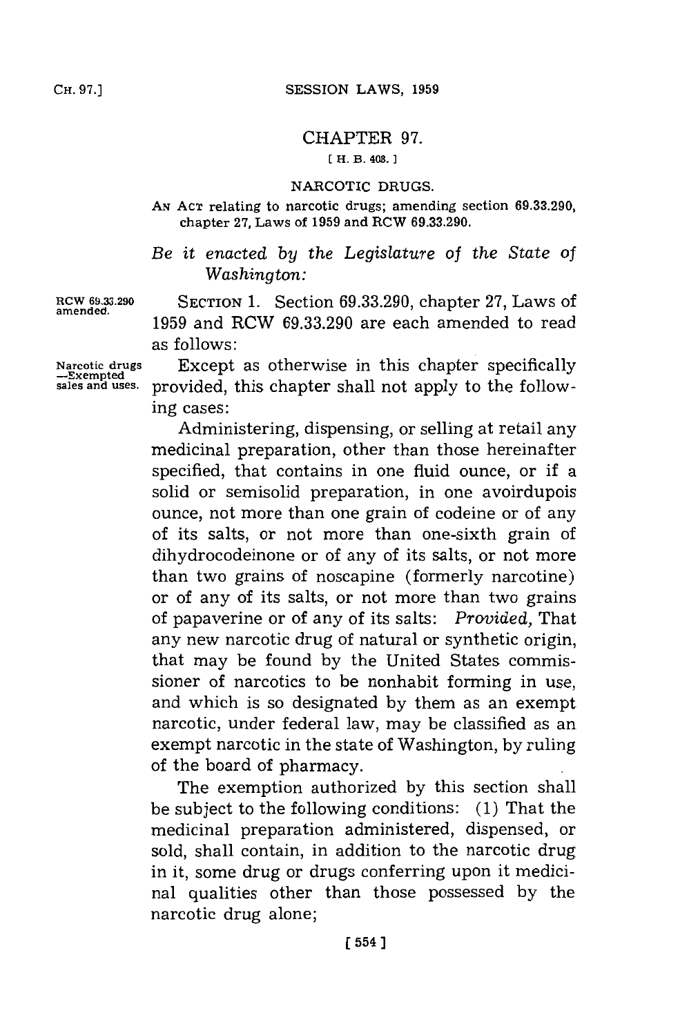# CHAPTER 97.

[ H. B. 408. ]

## NARCOTIC DRUGS.

AN ACT relating to narcotic drugs; amending section 69.33.290, chapter 27, Laws of 1959 and RCW 69.33.290.

*Be it enacted by the Legislature of the State of Washington:*

RCW 69.33.290 amended.

SECTION 1. Section 69.33.290, chapter 27, Laws of 1959 and RCW 69.33.290 are each amended to read as follows:

Narcotic drugs —Exempted sales and uses.

Except as otherwise in this chapter specifically provided, this chapter shall not apply to the following cases:

Administering, dispensing, or selling at retail any medicinal preparation, other than those hereinafter specified, that contains in one fluid ounce, or if a solid or semisolid preparation, in one avoirdupois ounce, not more than one grain of codeine or of any of its salts, or not more than one-sixth grain of dihydrocodeinone or of any of its salts, or not more than two grains of noscapine (formerly narcotine) or of any of its salts, or not more than two grains of papaverine or of any of its salts: *Provided,* That any new narcotic drug of natural or synthetic origin, that may be found by the United States commissioner of narcotics to be nonhabit forming in use, and which is so designated by them as an exempt narcotic, under federal law, may be classified as an exempt narcotic in the state of Washington, by ruling of the board of pharmacy.

The exemption authorized by this section shall be subject to the following conditions: (1) That the medicinal preparation administered, dispensed, or sold, shall contain, in addition to the narcotic drug in it, some drug or drugs conferring upon it medicinal qualities other than those possessed by the narcotic drug alone;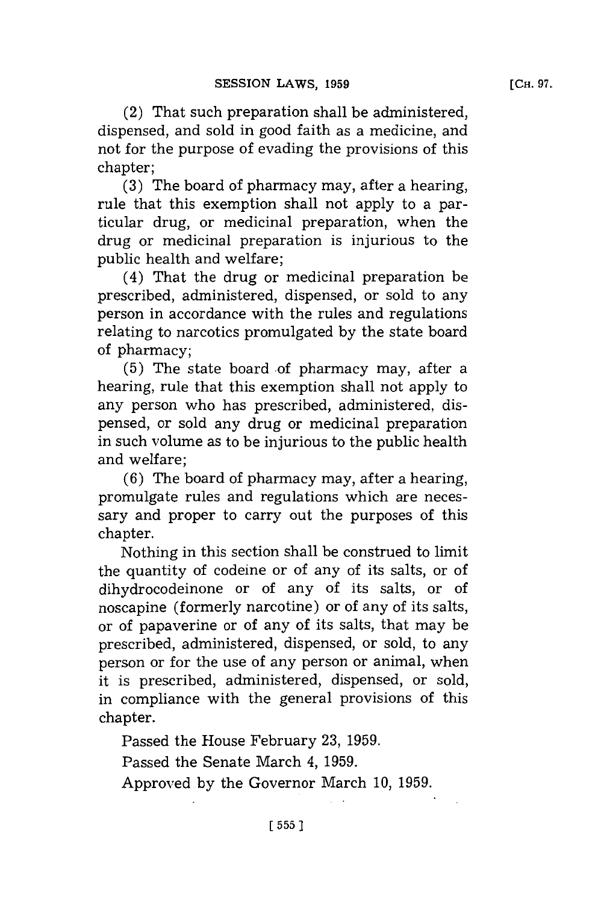(2) That such preparation shall be administered, dispensed, and sold in good faith as a medicine, and not for the purpose of evading the provisions of this chapter;

(3) The board of pharmacy may, after a hearing, rule that this exemption shall not apply to a particular drug, or medicinal preparation, when the drug or medicinal preparation is injurious to the public health and welfare;

(4) That the drug or medicinal preparation be prescribed, administered, dispensed, or sold to any person in accordance with the rules and regulations relating to narcotics promulgated by the state board of pharmacy;

(5) The state board of pharmacy may, after a hearing, rule that this exemption shall not apply to any person who has prescribed, administered, dispensed, or sold any drug or medicinal preparation in such volume as to be injurious to the public health and welfare;

(6) The board of pharmacy may, after a hearing, promulgate rules and regulations which are necessary and proper to carry out the purposes of this chapter.

Nothing in this section shall be construed to limit the quantity of codeine or of any of its salts, or of dihydrocodeinone or of any of its salts, or of noscapine (formerly narcotine) or of any of its salts, or of papaverine or of any of its salts, that may be prescribed, administered, dispensed, or sold, to any person or for the use of any person or animal, when it is prescribed, administered, dispensed, or sold, in compliance with the general provisions of this chapter.

Passed the House February 23, 1959.

Passed the Senate March 4, 1959.

Approved by the Governor March 10, 1959.